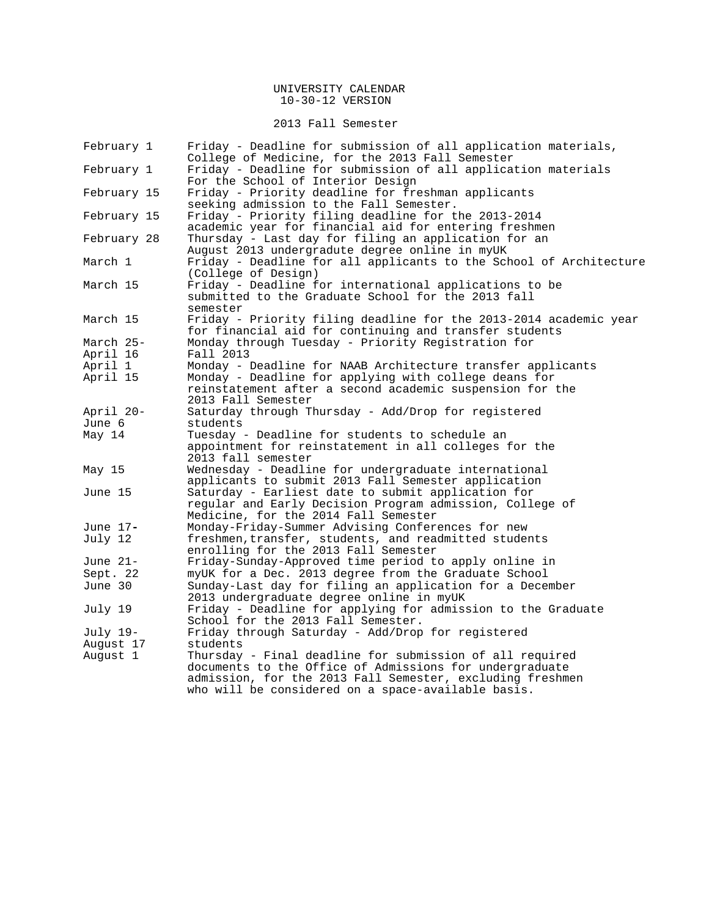# UNIVERSITY CALENDAR
10-30-12 VERSION

## 2013 Fall Semester

| | |
|---|---|
| February 1 | Friday - Deadline for submission of all application materials, College of Medicine, for the 2013 Fall Semester |
| February 1 | Friday - Deadline for submission of all application materials For the School of Interior Design |
| February 15 | Friday - Priority deadline for freshman applicants seeking admission to the Fall Semester. |
| February 15 | Friday - Priority filing deadline for the 2013-2014 academic year for financial aid for entering freshmen |
| February 28 | Thursday - Last day for filing an application for an August 2013 undergradute degree online in myUK |
| March 1 | Friday - Deadline for all applicants to the School of Architecture (College of Design) |
| March 15 | Friday - Deadline for international applications to be submitted to the Graduate School for the 2013 fall semester |
| March 15 | Friday - Priority filing deadline for the 2013-2014 academic year for financial aid for continuing and transfer students |
| March 25-April 16 | Monday through Tuesday - Priority Registration for Fall 2013 |
| April 1 | Monday - Deadline for NAAB Architecture transfer applicants |
| April 15 | Monday - Deadline for applying with college deans for reinstatement after a second academic suspension for the 2013 Fall Semester |
| April 20-June 6 | Saturday through Thursday - Add/Drop for registered students |
| May 14 | Tuesday - Deadline for students to schedule an appointment for reinstatement in all colleges for the 2013 fall semester |
| May 15 | Wednesday - Deadline for undergraduate international applicants to submit 2013 Fall Semester application |
| June 15 | Saturday - Earliest date to submit application for regular and Early Decision Program admission, College of Medicine, for the 2014 Fall Semester |
| June 17-July 12 | Monday-Friday-Summer Advising Conferences for new freshmen,transfer, students, and readmitted students enrolling for the 2013 Fall Semester |
| June 21-Sept. 22 | Friday-Sunday-Approved time period to apply online in myUK for a Dec. 2013 degree from the Graduate School |
| June 30 | Sunday-Last day for filing an application for a December 2013 undergraduate degree online in myUK |
| July 19 | Friday - Deadline for applying for admission to the Graduate School for the 2013 Fall Semester. |
| July 19-August 17 | Friday through Saturday - Add/Drop for registered students |
| August 1 | Thursday - Final deadline for submission of all required documents to the Office of Admissions for undergraduate admission, for the 2013 Fall Semester, excluding freshmen who will be considered on a space-available basis. |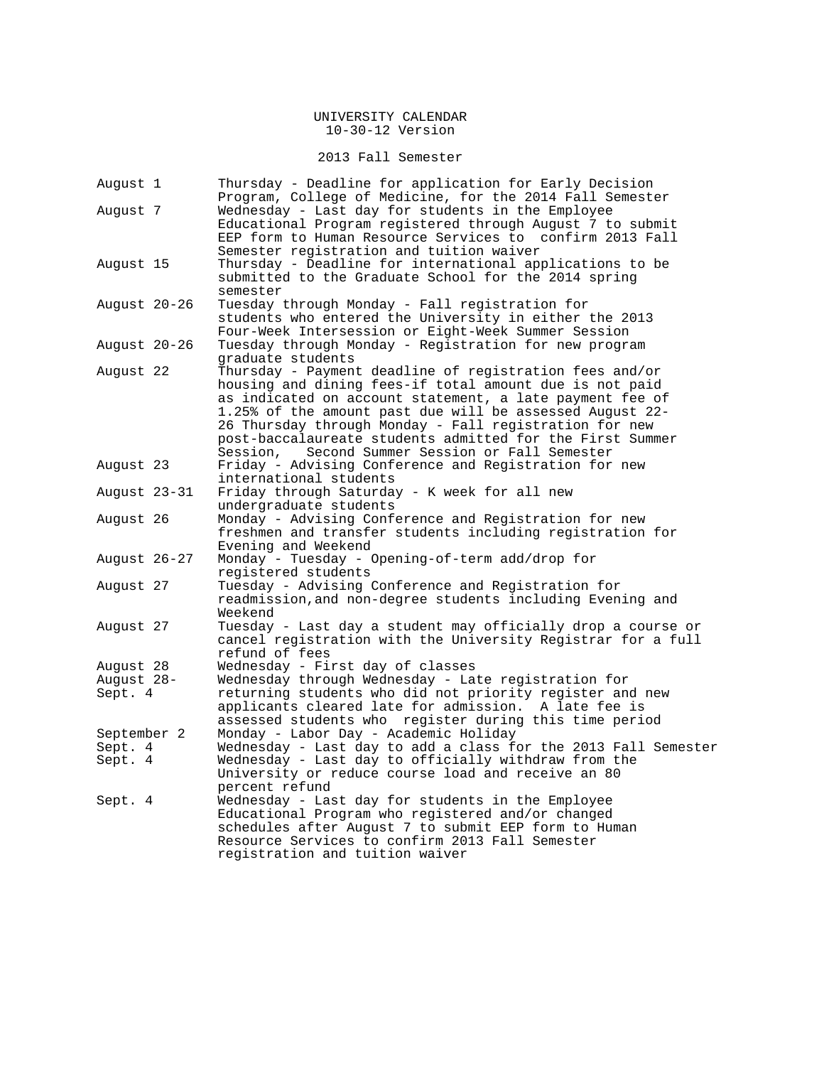UNIVERSITY CALENDAR
10-30-12 Version

## 2013 Fall Semester

| | |
|---|---|
| August 1 | Thursday - Deadline for application for Early Decision Program, College of Medicine, for the 2014 Fall Semester |
| August 7 | Wednesday - Last day for students in the Employee Educational Program registered through August 7 to submit EEP form to Human Resource Services to confirm 2013 Fall Semester registration and tuition waiver |
| August 15 | Thursday - Deadline for international applications to be submitted to the Graduate School for the 2014 spring semester |
| August 20-26 | Tuesday through Monday - Fall registration for students who entered the University in either the 2013 Four-Week Intersession or Eight-Week Summer Session |
| August 20-26 | Tuesday through Monday - Registration for new program graduate students |
| August 22 | Thursday - Payment deadline of registration fees and/or housing and dining fees-if total amount due is not paid as indicated on account statement, a late payment fee of 1.25% of the amount past due will be assessed August 22-26 Thursday through Monday - Fall registration for new post-baccalaureate students admitted for the First Summer Session, Second Summer Session or Fall Semester |
| August 23 | Friday - Advising Conference and Registration for new international students |
| August 23-31 | Friday through Saturday - K week for all new undergraduate students |
| August 26 | Monday - Advising Conference and Registration for new freshmen and transfer students including registration for Evening and Weekend |
| August 26-27 | Monday - Tuesday - Opening-of-term add/drop for registered students |
| August 27 | Tuesday - Advising Conference and Registration for readmission,and non-degree students including Evening and Weekend |
| August 27 | Tuesday - Last day a student may officially drop a course or cancel registration with the University Registrar for a full refund of fees |
| August 28 | Wednesday - First day of classes |
| August 28-Sept. 4 | Wednesday through Wednesday - Late registration for returning students who did not priority register and new applicants cleared late for admission. A late fee is assessed students who register during this time period |
| September 2 | Monday - Labor Day - Academic Holiday |
| Sept. 4 | Wednesday - Last day to add a class for the 2013 Fall Semester |
| Sept. 4 | Wednesday - Last day to officially withdraw from the University or reduce course load and receive an 80 percent refund |
| Sept. 4 | Wednesday - Last day for students in the Employee Educational Program who registered and/or changed schedules after August 7 to submit EEP form to Human Resource Services to confirm 2013 Fall Semester registration and tuition waiver |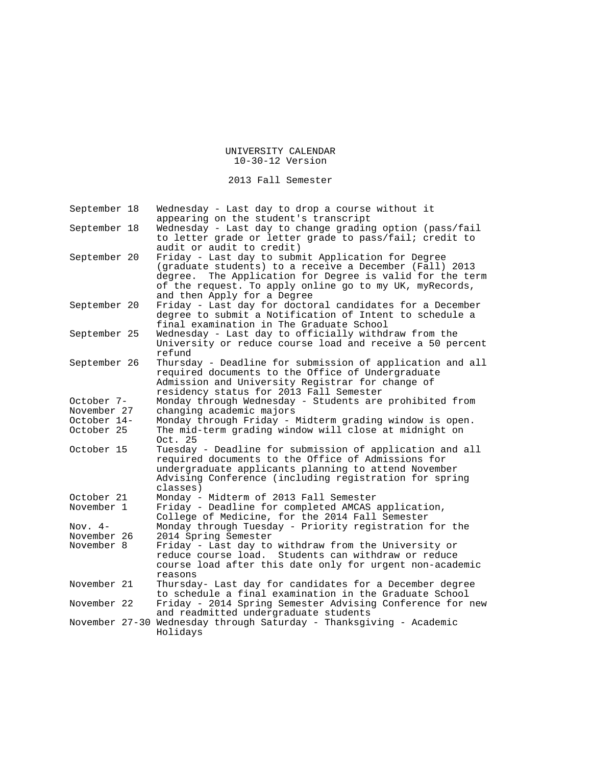UNIVERSITY CALENDAR
10-30-12 Version

2013 Fall Semester

| | |
|---|---|
| September 18 | Wednesday - Last day to drop a course without it appearing on the student's transcript |
| September 18 | Wednesday - Last day to change grading option (pass/fail to letter grade or letter grade to pass/fail; credit to audit or audit to credit) |
| September 20 | Friday - Last day to submit Application for Degree (graduate students) to a receive a December (Fall) 2013 degree. The Application for Degree is valid for the term of the request. To apply online go to my UK, myRecords, and then Apply for a Degree |
| September 20 | Friday - Last day for doctoral candidates for a December degree to submit a Notification of Intent to schedule a final examination in The Graduate School |
| September 25 | Wednesday - Last day to officially withdraw from the University or reduce course load and receive a 50 percent refund |
| September 26 | Thursday - Deadline for submission of application and all required documents to the Office of Undergraduate Admission and University Registrar for change of residency status for 2013 Fall Semester |
| October 7- November 27 | Monday through Wednesday - Students are prohibited from changing academic majors |
| October 14- October 25 | Monday through Friday - Midterm grading window is open. The mid-term grading window will close at midnight on Oct. 25 |
| October 15 | Tuesday - Deadline for submission of application and all required documents to the Office of Admissions for undergraduate applicants planning to attend November Advising Conference (including registration for spring classes) |
| October 21 | Monday - Midterm of 2013 Fall Semester |
| November 1 | Friday - Deadline for completed AMCAS application, College of Medicine, for the 2014 Fall Semester |
| Nov. 4- November 26 | Monday through Tuesday - Priority registration for the 2014 Spring Semester |
| November 8 | Friday - Last day to withdraw from the University or reduce course load. Students can withdraw or reduce course load after this date only for urgent non-academic reasons |
| November 21 | Thursday- Last day for candidates for a December degree to schedule a final examination in the Graduate School |
| November 22 | Friday - 2014 Spring Semester Advising Conference for new and readmitted undergraduate students |
| November 27-30 | Wednesday through Saturday - Thanksgiving - Academic Holidays |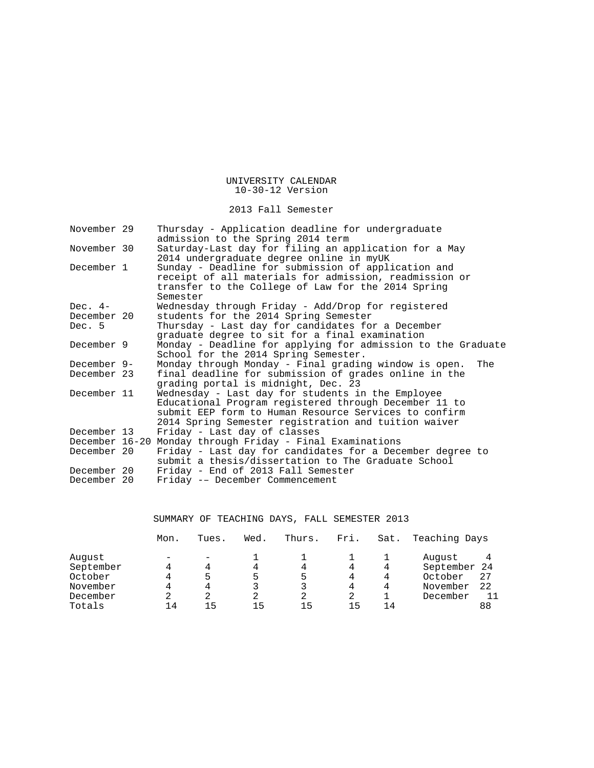UNIVERSITY CALENDAR
10-30-12 Version

## 2013 Fall Semester

| | |
|---|---|
| November 29 | Thursday - Application deadline for undergraduate admission to the Spring 2014 term |
| November 30 | Saturday-Last day for filing an application for a May 2014 undergraduate degree online in myUK |
| December 1 | Sunday - Deadline for submission of application and receipt of all materials for admission, readmission or transfer to the College of Law for the 2014 Spring Semester |
| Dec. 4- December 20 | Wednesday through Friday - Add/Drop for registered students for the 2014 Spring Semester |
| Dec. 5 | Thursday - Last day for candidates for a December graduate degree to sit for a final examination |
| December 9 | Monday - Deadline for applying for admission to the Graduate School for the 2014 Spring Semester. |
| December 9- December 23 | Monday through Monday - Final grading window is open. The final deadline for submission of grades online in the grading portal is midnight, Dec. 23 |
| December 11 | Wednesday - Last day for students in the Employee Educational Program registered through December 11 to submit EEP form to Human Resource Services to confirm 2014 Spring Semester registration and tuition waiver |
| December 13 | Friday - Last day of classes |
| December 16-20 | Monday through Friday - Final Examinations |
| December 20 | Friday - Last day for candidates for a December degree to submit a thesis/dissertation to The Graduate School |
| December 20 | Friday - End of 2013 Fall Semester |
| December 20 | Friday -– December Commencement |

## SUMMARY OF TEACHING DAYS, FALL SEMESTER 2013

| | Mon. | Tues. | Wed. | Thurs. | Fri. | Sat. | Teaching Days | |
|---|---|---|---|---|---|---|---|---|
| August | - | - | 1 | 1 | 1 | 1 | August | 4 |
| September | 4 | 4 | 4 | 4 | 4 | 4 | September | 24 |
| October | 4 | 5 | 5 | 5 | 4 | 4 | October | 27 |
| November | 4 | 4 | 3 | 3 | 4 | 4 | November | 22 |
| December | 2 | 2 | 2 | 2 | 2 | 1 | December | 11 |
| Totals | 14 | 15 | 15 | 15 | 15 | 14 | | 88 |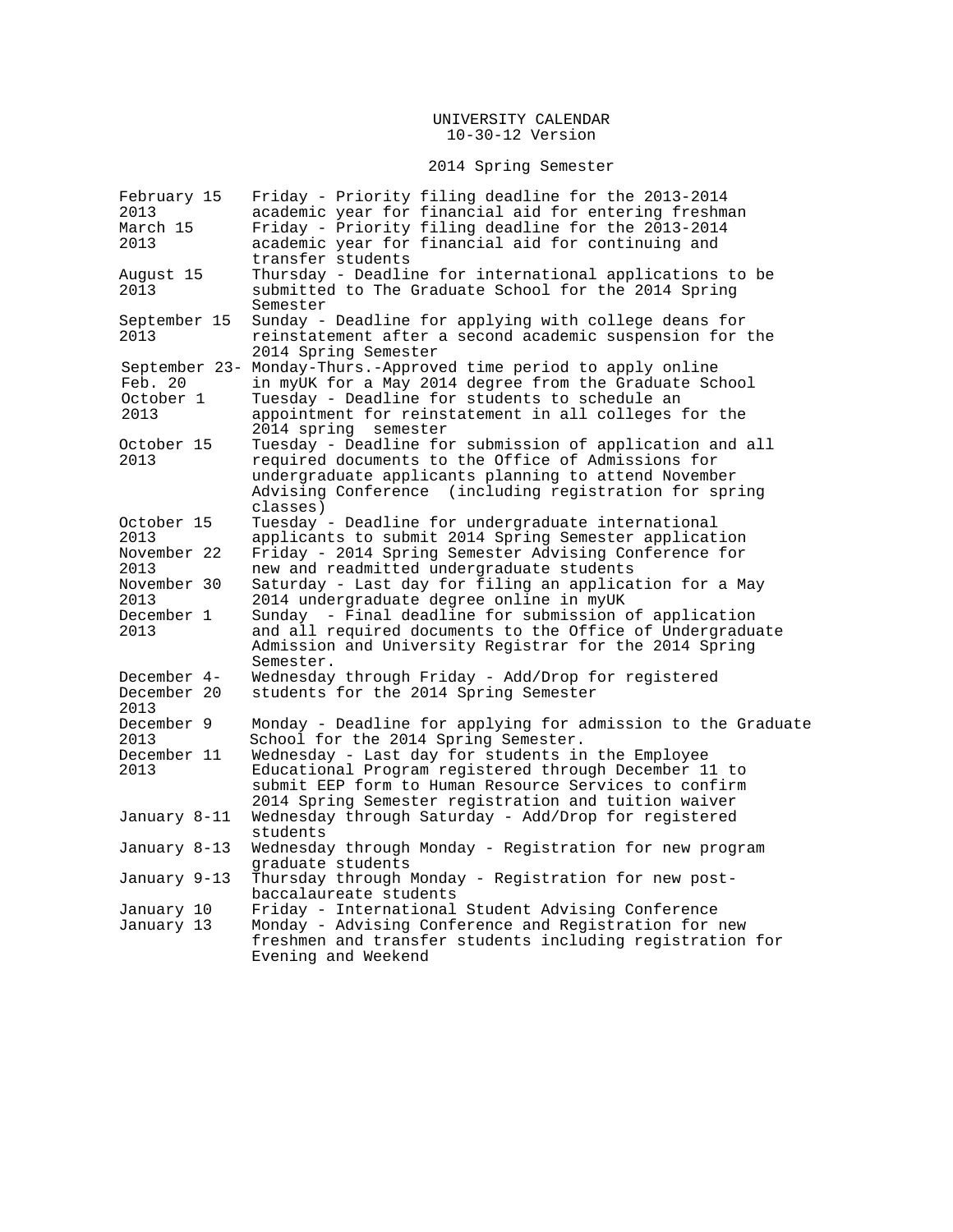UNIVERSITY CALENDAR
10-30-12 Version

## 2014 Spring Semester

| | |
|---|---|
| February 15 2013 | Friday - Priority filing deadline for the 2013-2014 academic year for financial aid for entering freshman |
| March 15 2013 | Friday - Priority filing deadline for the 2013-2014 academic year for financial aid for continuing and transfer students |
| August 15 2013 | Thursday - Deadline for international applications to be submitted to The Graduate School for the 2014 Spring Semester |
| September 15 2013 | Sunday - Deadline for applying with college deans for reinstatement after a second academic suspension for the 2014 Spring Semester |
| September 23- Feb. 20 | Monday-Thurs.-Approved time period to apply online in myUK for a May 2014 degree from the Graduate School |
| October 1 2013 | Tuesday - Deadline for students to schedule an appointment for reinstatement in all colleges for the 2014 spring semester |
| October 15 2013 | Tuesday - Deadline for submission of application and all required documents to the Office of Admissions for undergraduate applicants planning to attend November Advising Conference (including registration for spring classes) |
| October 15 2013 | Tuesday - Deadline for undergraduate international applicants to submit 2014 Spring Semester application |
| November 22 2013 | Friday - 2014 Spring Semester Advising Conference for new and readmitted undergraduate students |
| November 30 2013 | Saturday - Last day for filing an application for a May 2014 undergraduate degree online in myUK |
| December 1 2013 | Sunday - Final deadline for submission of application and all required documents to the Office of Undergraduate Admission and University Registrar for the 2014 Spring Semester. |
| December 4- December 20 2013 | Wednesday through Friday - Add/Drop for registered students for the 2014 Spring Semester |
| December 9 2013 | Monday - Deadline for applying for admission to the Graduate School for the 2014 Spring Semester. |
| December 11 2013 | Wednesday - Last day for students in the Employee Educational Program registered through December 11 to submit EEP form to Human Resource Services to confirm 2014 Spring Semester registration and tuition waiver |
| January 8-11 | Wednesday through Saturday - Add/Drop for registered students |
| January 8-13 | Wednesday through Monday - Registration for new program graduate students |
| January 9-13 | Thursday through Monday - Registration for new post-baccalaureate students |
| January 10 | Friday - International Student Advising Conference |
| January 13 | Monday - Advising Conference and Registration for new freshmen and transfer students including registration for Evening and Weekend |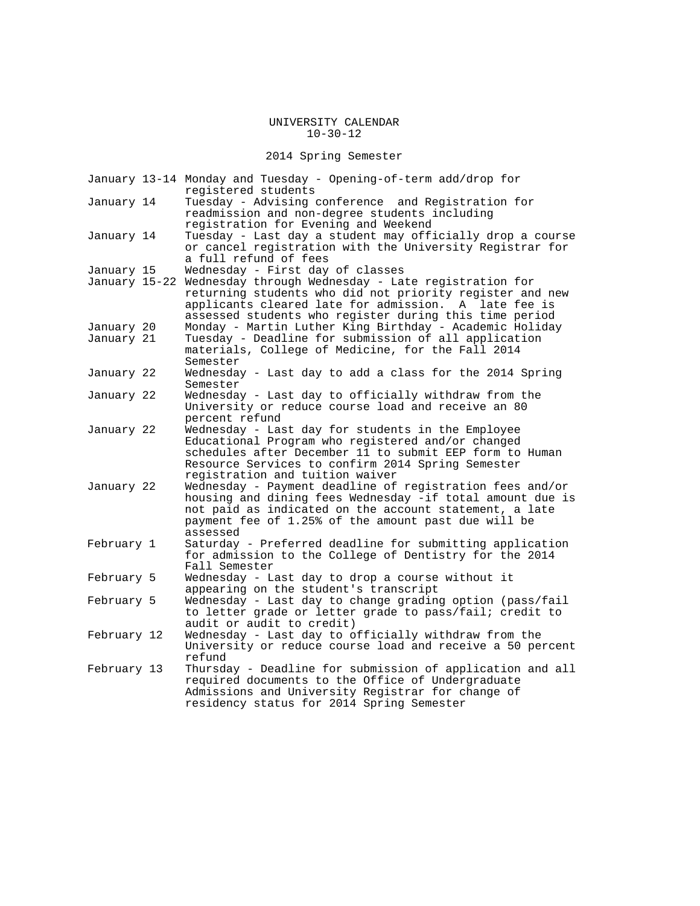UNIVERSITY CALENDAR
10-30-12

## 2014 Spring Semester

| | |
|---|---|
| January 13-14 | Monday and Tuesday - Opening-of-term add/drop for registered students |
| January 14 | Tuesday - Advising conference and Registration for readmission and non-degree students including registration for Evening and Weekend |
| January 14 | Tuesday - Last day a student may officially drop a course or cancel registration with the University Registrar for a full refund of fees |
| January 15 | Wednesday - First day of classes |
| January 15-22 | Wednesday through Wednesday - Late registration for returning students who did not priority register and new applicants cleared late for admission. A late fee is assessed students who register during this time period |
| January 20 | Monday - Martin Luther King Birthday - Academic Holiday |
| January 21 | Tuesday - Deadline for submission of all application materials, College of Medicine, for the Fall 2014 Semester |
| January 22 | Wednesday - Last day to add a class for the 2014 Spring Semester |
| January 22 | Wednesday - Last day to officially withdraw from the University or reduce course load and receive an 80 percent refund |
| January 22 | Wednesday - Last day for students in the Employee Educational Program who registered and/or changed schedules after December 11 to submit EEP form to Human Resource Services to confirm 2014 Spring Semester registration and tuition waiver |
| January 22 | Wednesday - Payment deadline of registration fees and/or housing and dining fees Wednesday -if total amount due is not paid as indicated on the account statement, a late payment fee of 1.25% of the amount past due will be assessed |
| February 1 | Saturday - Preferred deadline for submitting application for admission to the College of Dentistry for the 2014 Fall Semester |
| February 5 | Wednesday - Last day to drop a course without it appearing on the student's transcript |
| February 5 | Wednesday - Last day to change grading option (pass/fail to letter grade or letter grade to pass/fail; credit to audit or audit to credit) |
| February 12 | Wednesday - Last day to officially withdraw from the University or reduce course load and receive a 50 percent refund |
| February 13 | Thursday - Deadline for submission of application and all required documents to the Office of Undergraduate Admissions and University Registrar for change of residency status for 2014 Spring Semester |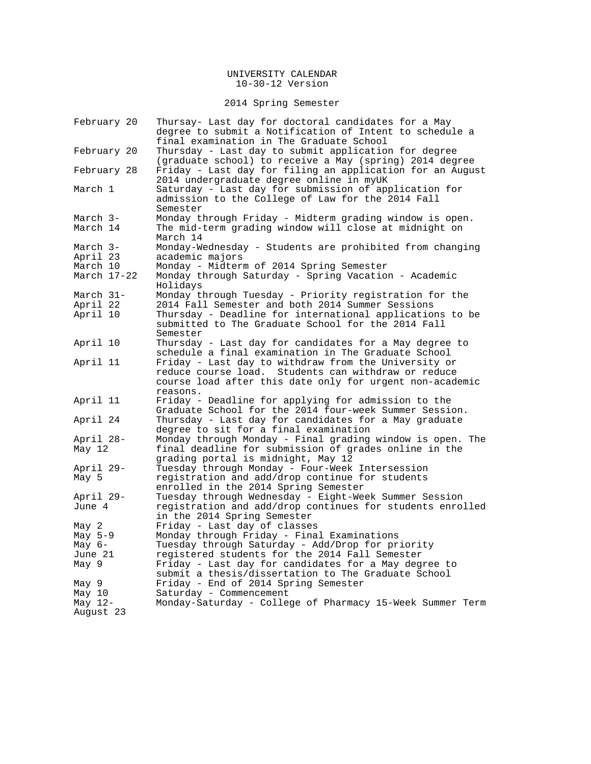UNIVERSITY CALENDAR
10-30-12 Version

2014 Spring Semester

| | |
|---|---|
| February 20 | Thursay- Last day for doctoral candidates for a May degree to submit a Notification of Intent to schedule a final examination in The Graduate School |
| February 20 | Thursday - Last day to submit application for degree (graduate school) to receive a May (spring) 2014 degree |
| February 28 | Friday - Last day for filing an application for an August 2014 undergraduate degree online in myUK |
| March 1 | Saturday - Last day for submission of application for admission to the College of Law for the 2014 Fall Semester |
| March 3-March 14 | Monday through Friday - Midterm grading window is open. The mid-term grading window will close at midnight on March 14 |
| March 3-April 23 | Monday-Wednesday - Students are prohibited from changing academic majors |
| March 10 | Monday - Midterm of 2014 Spring Semester |
| March 17-22 | Monday through Saturday - Spring Vacation - Academic Holidays |
| March 31-April 22 | Monday through Tuesday - Priority registration for the 2014 Fall Semester and both 2014 Summer Sessions |
| April 10 | Thursday - Deadline for international applications to be submitted to The Graduate School for the 2014 Fall Semester |
| April 10 | Thursday - Last day for candidates for a May degree to schedule a final examination in The Graduate School |
| April 11 | Friday - Last day to withdraw from the University or reduce course load. Students can withdraw or reduce course load after this date only for urgent non-academic reasons. |
| April 11 | Friday - Deadline for applying for admission to the Graduate School for the 2014 four-week Summer Session. |
| April 24 | Thursday - Last day for candidates for a May graduate degree to sit for a final examination |
| April 28-May 12 | Monday through Monday - Final grading window is open. The final deadline for submission of grades online in the grading portal is midnight, May 12 |
| April 29-May 5 | Tuesday through Monday - Four-Week Intersession registration and add/drop continue for students enrolled in the 2014 Spring Semester |
| April 29-June 4 | Tuesday through Wednesday - Eight-Week Summer Session registration and add/drop continues for students enrolled in the 2014 Spring Semester |
| May 2 | Friday - Last day of classes |
| May 5-9 | Monday through Friday - Final Examinations |
| May 6-June 21 | Tuesday through Saturday - Add/Drop for priority registered students for the 2014 Fall Semester |
| May 9 | Friday - Last day for candidates for a May degree to submit a thesis/dissertation to The Graduate School |
| May 9 | Friday - End of 2014 Spring Semester |
| May 10 | Saturday - Commencement |
| May 12-August 23 | Monday-Saturday - College of Pharmacy 15-Week Summer Term |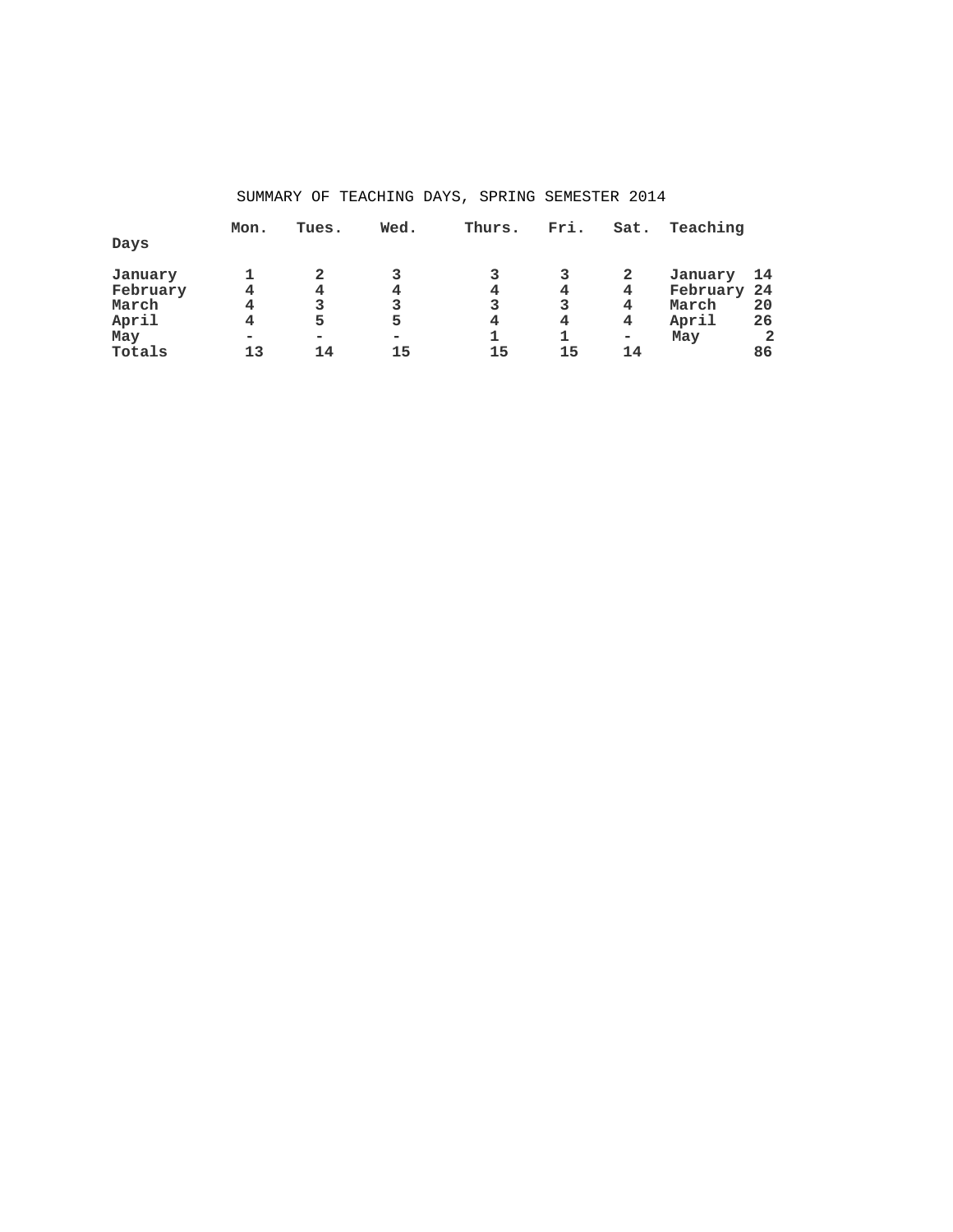SUMMARY OF TEACHING DAYS, SPRING SEMESTER 2014

| Days | Mon. | Tues. | Wed. | Thurs. | Fri. | Sat. | Teaching | |
|---|---|---|---|---|---|---|---|---|
| January | 1 | 2 | 3 | 3 | 3 | 2 | January | 14 |
| February | 4 | 4 | 4 | 4 | 4 | 4 | February | 24 |
| March | 4 | 3 | 3 | 3 | 3 | 4 | March | 20 |
| April | 4 | 5 | 5 | 4 | 4 | 4 | April | 26 |
| May | - | - | - | 1 | 1 | - | May | 2 |
| Totals | 13 | 14 | 15 | 15 | 15 | 14 | | 86 |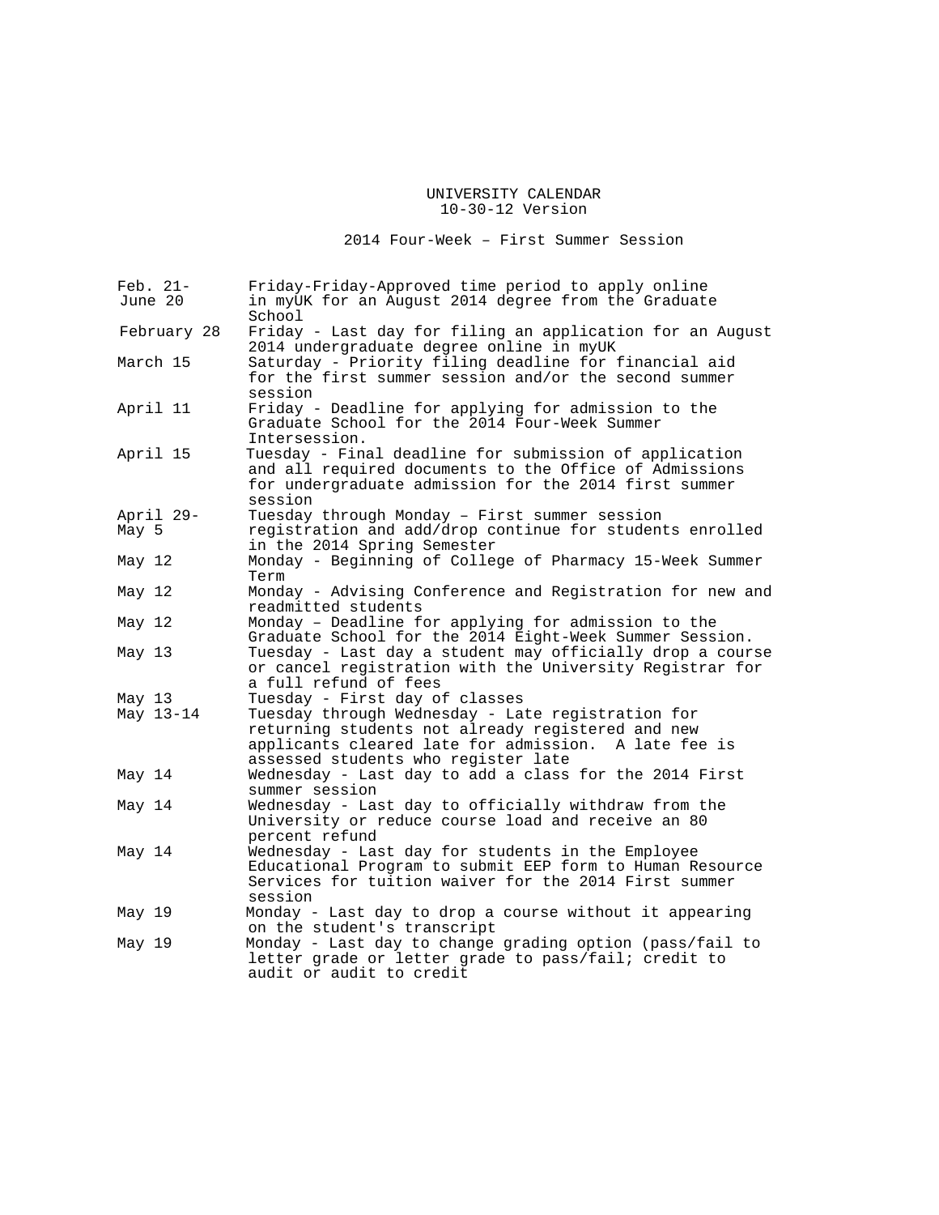# UNIVERSITY CALENDAR

10-30-12 Version

## 2014 Four-Week – First Summer Session

| | |
|---|---|
| Feb. 21-June 20 | Friday-Friday-Approved time period to apply online in myUK for an August 2014 degree from the Graduate School |
| February 28 | Friday - Last day for filing an application for an August 2014 undergraduate degree online in myUK |
| March 15 | Saturday - Priority filing deadline for financial aid for the first summer session and/or the second summer session |
| April 11 | Friday - Deadline for applying for admission to the Graduate School for the 2014 Four-Week Summer Intersession. |
| April 15 | Tuesday - Final deadline for submission of application and all required documents to the Office of Admissions for undergraduate admission for the 2014 first summer session |
| April 29-May 5 | Tuesday through Monday – First summer session registration and add/drop continue for students enrolled in the 2014 Spring Semester |
| May 12 | Monday - Beginning of College of Pharmacy 15-Week Summer Term |
| May 12 | Monday - Advising Conference and Registration for new and readmitted students |
| May 12 | Monday – Deadline for applying for admission to the Graduate School for the 2014 Eight-Week Summer Session. |
| May 13 | Tuesday - Last day a student may officially drop a course or cancel registration with the University Registrar for a full refund of fees |
| May 13 | Tuesday - First day of classes |
| May 13-14 | Tuesday through Wednesday - Late registration for returning students not already registered and new applicants cleared late for admission. A late fee is assessed students who register late |
| May 14 | Wednesday - Last day to add a class for the 2014 First summer session |
| May 14 | Wednesday - Last day to officially withdraw from the University or reduce course load and receive an 80 percent refund |
| May 14 | Wednesday - Last day for students in the Employee Educational Program to submit EEP form to Human Resource Services for tuition waiver for the 2014 First summer session |
| May 19 | Monday - Last day to drop a course without it appearing on the student's transcript |
| May 19 | Monday - Last day to change grading option (pass/fail to letter grade or letter grade to pass/fail; credit to audit or audit to credit |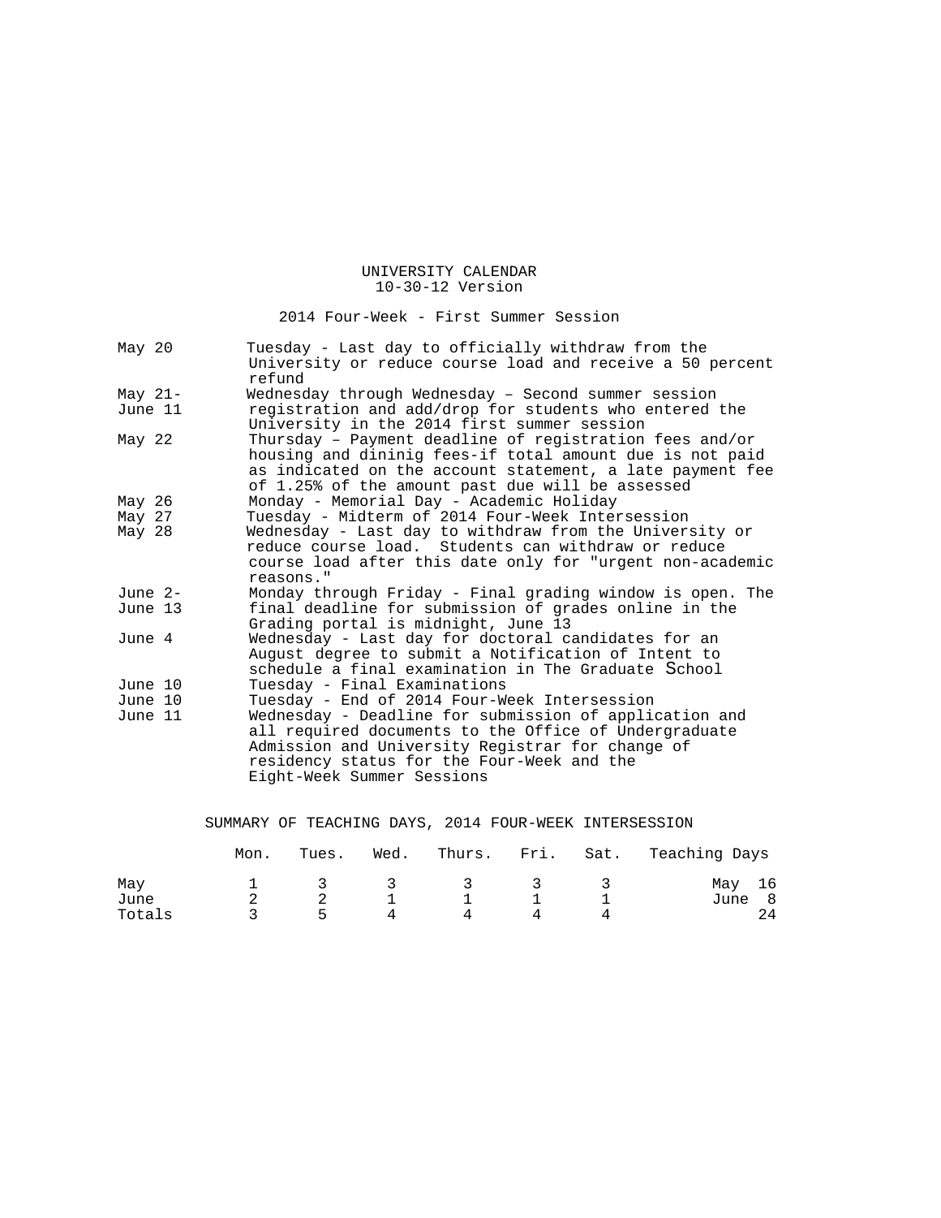UNIVERSITY CALENDAR
10-30-12 Version

## 2014 Four-Week - First Summer Session

| | |
|---|---|
| May 20 | Tuesday - Last day to officially withdraw from the University or reduce course load and receive a 50 percent refund |
| May 21-June 11 | Wednesday through Wednesday – Second summer session registration and add/drop for students who entered the University in the 2014 first summer session |
| May 22 | Thursday – Payment deadline of registration fees and/or housing and dininig fees-if total amount due is not paid as indicated on the account statement, a late payment fee of 1.25% of the amount past due will be assessed |
| May 26 | Monday - Memorial Day - Academic Holiday |
| May 27 | Tuesday - Midterm of 2014 Four-Week Intersession |
| May 28 | Wednesday - Last day to withdraw from the University or reduce course load. Students can withdraw or reduce course load after this date only for "urgent non-academic reasons." |
| June 2-June 13 | Monday through Friday - Final grading window is open. The final deadline for submission of grades online in the Grading portal is midnight, June 13 |
| June 4 | Wednesday - Last day for doctoral candidates for an August degree to submit a Notification of Intent to schedule a final examination in The Graduate School |
| June 10 | Tuesday - Final Examinations |
| June 10 | Tuesday - End of 2014 Four-Week Intersession |
| June 11 | Wednesday - Deadline for submission of application and all required documents to the Office of Undergraduate Admission and University Registrar for change of residency status for the Four-Week and the Eight-Week Summer Sessions |

### SUMMARY OF TEACHING DAYS, 2014 FOUR-WEEK INTERSESSION

| | Mon. | Tues. | Wed. | Thurs. | Fri. | Sat. | Teaching Days |
|---|---|---|---|---|---|---|---|
| May | 1 | 3 | 3 | 3 | 3 | 3 | May 16 |
| June | 2 | 2 | 1 | 1 | 1 | 1 | June 8 |
| Totals | 3 | 5 | 4 | 4 | 4 | 4 | 24 |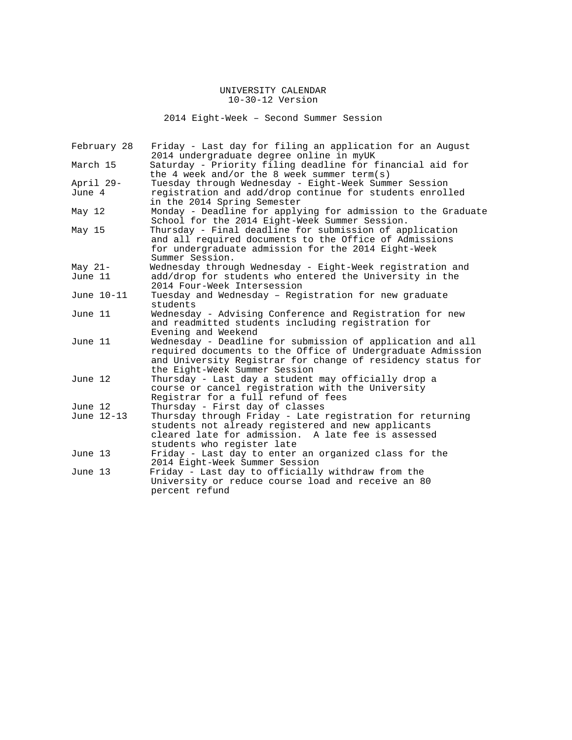UNIVERSITY CALENDAR
10-30-12 Version

2014 Eight-Week – Second Summer Session

| | |
|---|---|
| February 28 | Friday - Last day for filing an application for an August 2014 undergraduate degree online in myUK |
| March 15 | Saturday - Priority filing deadline for financial aid for the 4 week and/or the 8 week summer term(s) |
| April 29-June 4 | Tuesday through Wednesday - Eight-Week Summer Session registration and add/drop continue for students enrolled in the 2014 Spring Semester |
| May 12 | Monday - Deadline for applying for admission to the Graduate School for the 2014 Eight-Week Summer Session. |
| May 15 | Thursday - Final deadline for submission of application and all required documents to the Office of Admissions for undergraduate admission for the 2014 Eight-Week Summer Session. |
| May 21-June 11 | Wednesday through Wednesday - Eight-Week registration and add/drop for students who entered the University in the 2014 Four-Week Intersession |
| June 10-11 | Tuesday and Wednesday – Registration for new graduate students |
| June 11 | Wednesday - Advising Conference and Registration for new and readmitted students including registration for Evening and Weekend |
| June 11 | Wednesday - Deadline for submission of application and all required documents to the Office of Undergraduate Admission and University Registrar for change of residency status for the Eight-Week Summer Session |
| June 12 | Thursday - Last day a student may officially drop a course or cancel registration with the University Registrar for a full refund of fees |
| June 12 | Thursday - First day of classes |
| June 12-13 | Thursday through Friday - Late registration for returning students not already registered and new applicants cleared late for admission. A late fee is assessed students who register late |
| June 13 | Friday - Last day to enter an organized class for the 2014 Eight-Week Summer Session |
| June 13 | Friday - Last day to officially withdraw from the University or reduce course load and receive an 80 percent refund |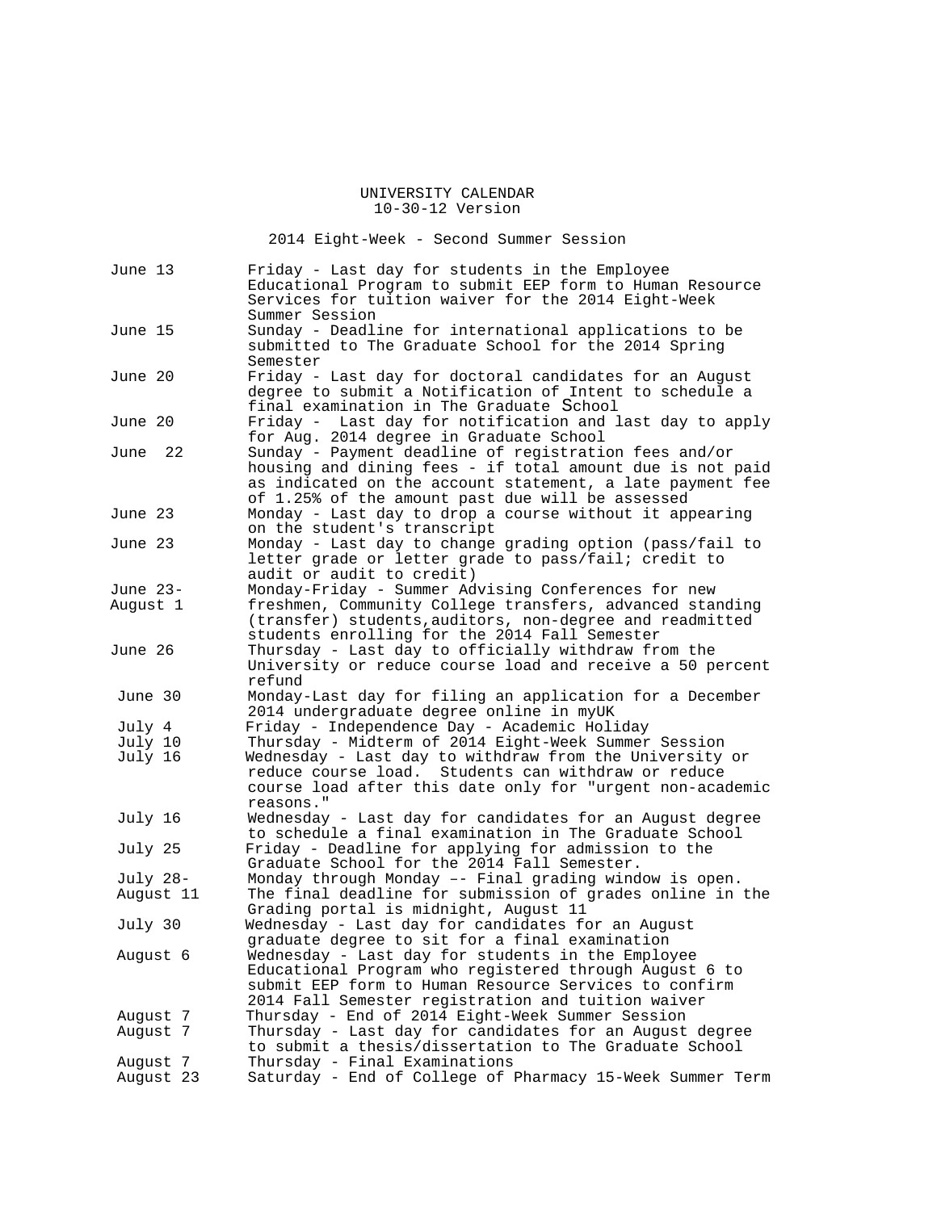# UNIVERSITY CALENDAR

10-30-12 Version

## 2014 Eight-Week - Second Summer Session

| | |
|---|---|
| June 13 | Friday - Last day for students in the Employee Educational Program to submit EEP form to Human Resource Services for tuition waiver for the 2014 Eight-Week Summer Session |
| June 15 | Sunday - Deadline for international applications to be submitted to The Graduate School for the 2014 Spring Semester |
| June 20 | Friday - Last day for doctoral candidates for an August degree to submit a Notification of Intent to schedule a final examination in The Graduate School |
| June 20 | Friday - Last day for notification and last day to apply for Aug. 2014 degree in Graduate School |
| June 22 | Sunday - Payment deadline of registration fees and/or housing and dining fees - if total amount due is not paid as indicated on the account statement, a late payment fee of 1.25% of the amount past due will be assessed |
| June 23 | Monday - Last day to drop a course without it appearing on the student's transcript |
| June 23 | Monday - Last day to change grading option (pass/fail to letter grade or letter grade to pass/fail; credit to audit or audit to credit) |
| June 23-August 1 | Monday-Friday - Summer Advising Conferences for new freshmen, Community College transfers, advanced standing (transfer) students,auditors, non-degree and readmitted students enrolling for the 2014 Fall Semester |
| June 26 | Thursday - Last day to officially withdraw from the University or reduce course load and receive a 50 percent refund |
| June 30 | Monday-Last day for filing an application for a December 2014 undergraduate degree online in myUK |
| July 4 | Friday - Independence Day - Academic Holiday |
| July 10 | Thursday - Midterm of 2014 Eight-Week Summer Session |
| July 16 | Wednesday - Last day to withdraw from the University or reduce course load. Students can withdraw or reduce course load after this date only for "urgent non-academic reasons." |
| July 16 | Wednesday - Last day for candidates for an August degree to schedule a final examination in The Graduate School |
| July 25 | Friday - Deadline for applying for admission to the Graduate School for the 2014 Fall Semester. |
| July 28-August 11 | Monday through Monday –- Final grading window is open. The final deadline for submission of grades online in the Grading portal is midnight, August 11 |
| July 30 | Wednesday - Last day for candidates for an August graduate degree to sit for a final examination |
| August 6 | Wednesday - Last day for students in the Employee Educational Program who registered through August 6 to submit EEP form to Human Resource Services to confirm 2014 Fall Semester registration and tuition waiver |
| August 7 | Thursday - End of 2014 Eight-Week Summer Session |
| August 7 | Thursday - Last day for candidates for an August degree to submit a thesis/dissertation to The Graduate School |
| August 7 | Thursday - Final Examinations |
| August 23 | Saturday - End of College of Pharmacy 15-Week Summer Term |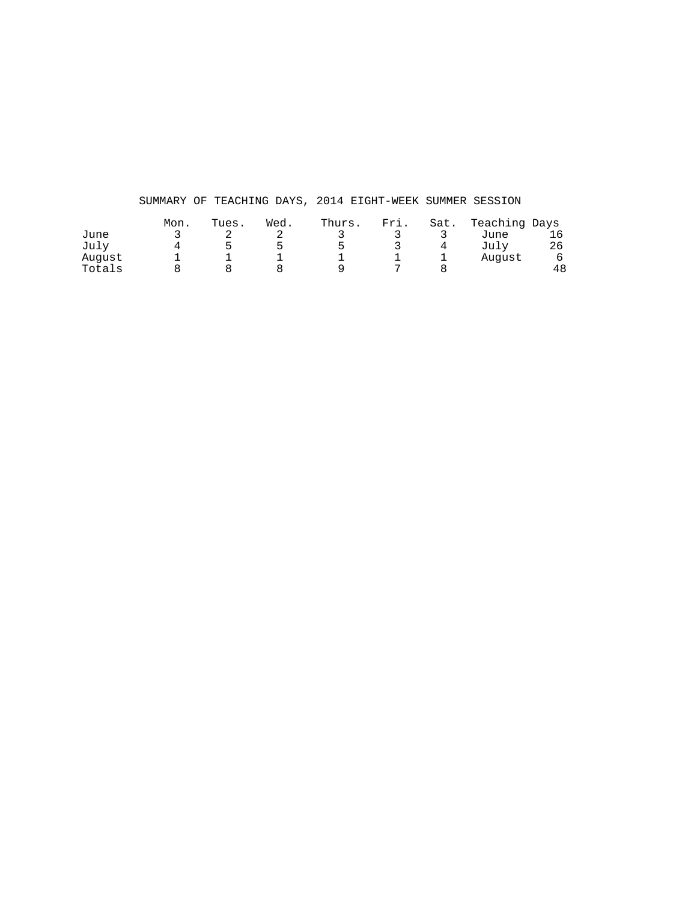SUMMARY OF TEACHING DAYS, 2014 EIGHT-WEEK SUMMER SESSION

| | Mon. | Tues. | Wed. | Thurs. | Fri. | Sat. | Teaching Days | |
|---|---|---|---|---|---|---|---|---|
| June | 3 | 2 | 2 | 3 | 3 | 3 | June | 16 |
| July | 4 | 5 | 5 | 5 | 3 | 4 | July | 26 |
| August | 1 | 1 | 1 | 1 | 1 | 1 | August | 6 |
| Totals | 8 | 8 | 8 | 9 | 7 | 8 | | 48 |